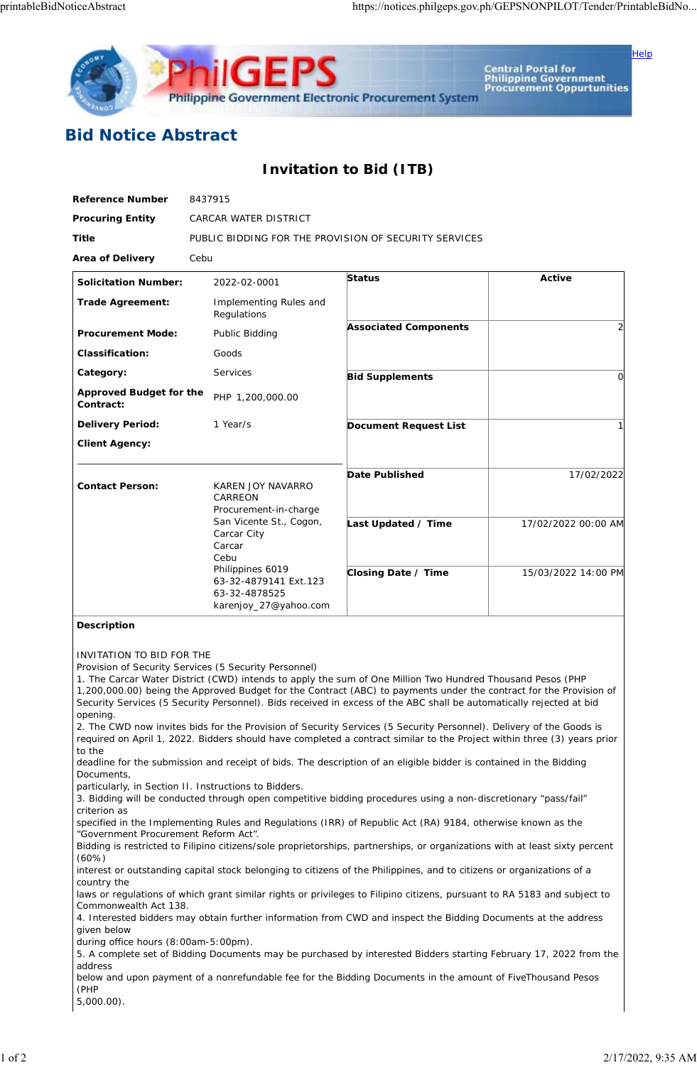# Bid Notice Abstract

## Invitation to Bid (ITB)

**Reference Number** 8437915

**Procuring Entity** CARCAR WATER DISTRICT

**Title** PUBLIC BIDDING FOR THE PROVISION OF SECURITY SERVICES

**Area of Delivery** Cebu

| | | | |
|---|---|---|---|
| **Solicitation Number:** | 2022-02-0001 | **Status** | Active |
| **Trade Agreement:** | Implementing Rules and Regulations | **Associated Components** | 2 |
| **Procurement Mode:** | Public Bidding | **Bid Supplements** | 0 |
| **Classification:** | Goods | **Document Request List** | 1 |
| **Category:** | Services | **Date Published** | 17/02/2022 |
| **Approved Budget for the Contract:** | PHP 1,200,000.00 | **Last Updated / Time** | 17/02/2022 00:00 AM |
| **Delivery Period:** | 1 Year/s | **Closing Date / Time** | 15/03/2022 14:00 PM |
| **Client Agency:** | | | |
| **Contact Person:** | KAREN JOY NAVARRO CARREON<br>Procurement-in-charge<br>San Vicente St., Cogon, Carcar City<br>Carcar<br>Cebu<br>Philippines 6019<br>63-32-4879141 Ext.123<br>63-32-4878525<br>karenjoy_27@yahoo.com | | |

**Description**

INVITATION TO BID FOR THE
Provision of Security Services (5 Security Personnel)
1. The Carcar Water District (CWD) intends to apply the sum of One Million Two Hundred Thousand Pesos (PHP 1,200,000.00) being the Approved Budget for the Contract (ABC) to payments under the contract for the Provision of Security Services (5 Security Personnel). Bids received in excess of the ABC shall be automatically rejected at bid opening.
2. The CWD now invites bids for the Provision of Security Services (5 Security Personnel). Delivery of the Goods is required on April 1, 2022. Bidders should have completed a contract similar to the Project within three (3) years prior to the
deadline for the submission and receipt of bids. The description of an eligible bidder is contained in the Bidding Documents,
particularly, in Section II. Instructions to Bidders.
3. Bidding will be conducted through open competitive bidding procedures using a non-discretionary "pass/fail" criterion as
specified in the Implementing Rules and Regulations (IRR) of Republic Act (RA) 9184, otherwise known as the "Government Procurement Reform Act".
Bidding is restricted to Filipino citizens/sole proprietorships, partnerships, or organizations with at least sixty percent (60%)
interest or outstanding capital stock belonging to citizens of the Philippines, and to citizens or organizations of a country the
laws or regulations of which grant similar rights or privileges to Filipino citizens, pursuant to RA 5183 and subject to Commonwealth Act 138.
4. Interested bidders may obtain further information from CWD and inspect the Bidding Documents at the address given below
during office hours (8:00am-5:00pm).
5. A complete set of Bidding Documents may be purchased by interested Bidders starting February 17, 2022 from the address
below and upon payment of a nonrefundable fee for the Bidding Documents in the amount of FiveThousand Pesos (PHP
5,000.00).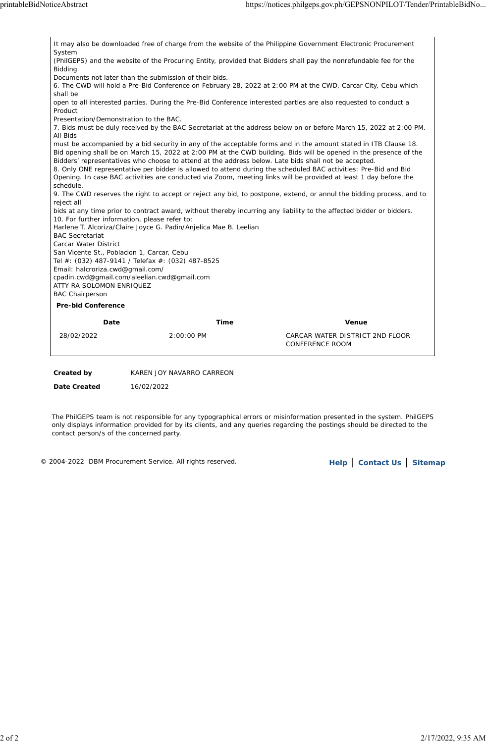It may also be downloaded free of charge from the website of the Philippine Government Electronic Procurement System
(PhilGEPS) and the website of the Procuring Entity, provided that Bidders shall pay the nonrefundable fee for the Bidding
Documents not later than the submission of their bids.
6. The CWD will hold a Pre-Bid Conference on February 28, 2022 at 2:00 PM at the CWD, Carcar City, Cebu which shall be
open to all interested parties. During the Pre-Bid Conference interested parties are also requested to conduct a Product
Presentation/Demonstration to the BAC.
7. Bids must be duly received by the BAC Secretariat at the address below on or before March 15, 2022 at 2:00 PM. All Bids
must be accompanied by a bid security in any of the acceptable forms and in the amount stated in ITB Clause 18.
Bid opening shall be on March 15, 2022 at 2:00 PM at the CWD building. Bids will be opened in the presence of the Bidders' representatives who choose to attend at the address below. Late bids shall not be accepted.
8. Only ONE representative per bidder is allowed to attend during the scheduled BAC activities: Pre-Bid and Bid Opening. In case BAC activities are conducted via Zoom, meeting links will be provided at least 1 day before the schedule.
9. The CWD reserves the right to accept or reject any bid, to postpone, extend, or annul the bidding process, and to reject all
bids at any time prior to contract award, without thereby incurring any liability to the affected bidder or bidders.
10. For further information, please refer to:
Harlene T. Alcoriza/Claire Joyce G. Padin/Anjelica Mae B. Leelian
BAC Secretariat
Carcar Water District
San Vicente St., Poblacion 1, Carcar, Cebu
Tel #: (032) 487-9141 / Telefax #: (032) 487-8525
Email: halcroriza.cwd@gmail.com/
cpadin.cwd@gmail.com/aleelian.cwd@gmail.com
ATTY RA SOLOMON ENRIQUEZ
BAC Chairperson

**Pre-bid Conference**

| Date | Time | Venue |
|---|---|---|
| 28/02/2022 | 2:00:00 PM | CARCAR WATER DISTRICT 2ND FLOOR CONFERENCE ROOM |

| | |
|---|---|
| **Created by** | KAREN JOY NAVARRO CARREON |
| **Date Created** | 16/02/2022 |

The PhilGEPS team is not responsible for any typographical errors or misinformation presented in the system. PhilGEPS only displays information provided for by its clients, and any queries regarding the postings should be directed to the contact person/s of the concerned party.

© 2004-2022 DBM Procurement Service. All rights reserved.

**Help** | **Contact Us** | **Sitemap**